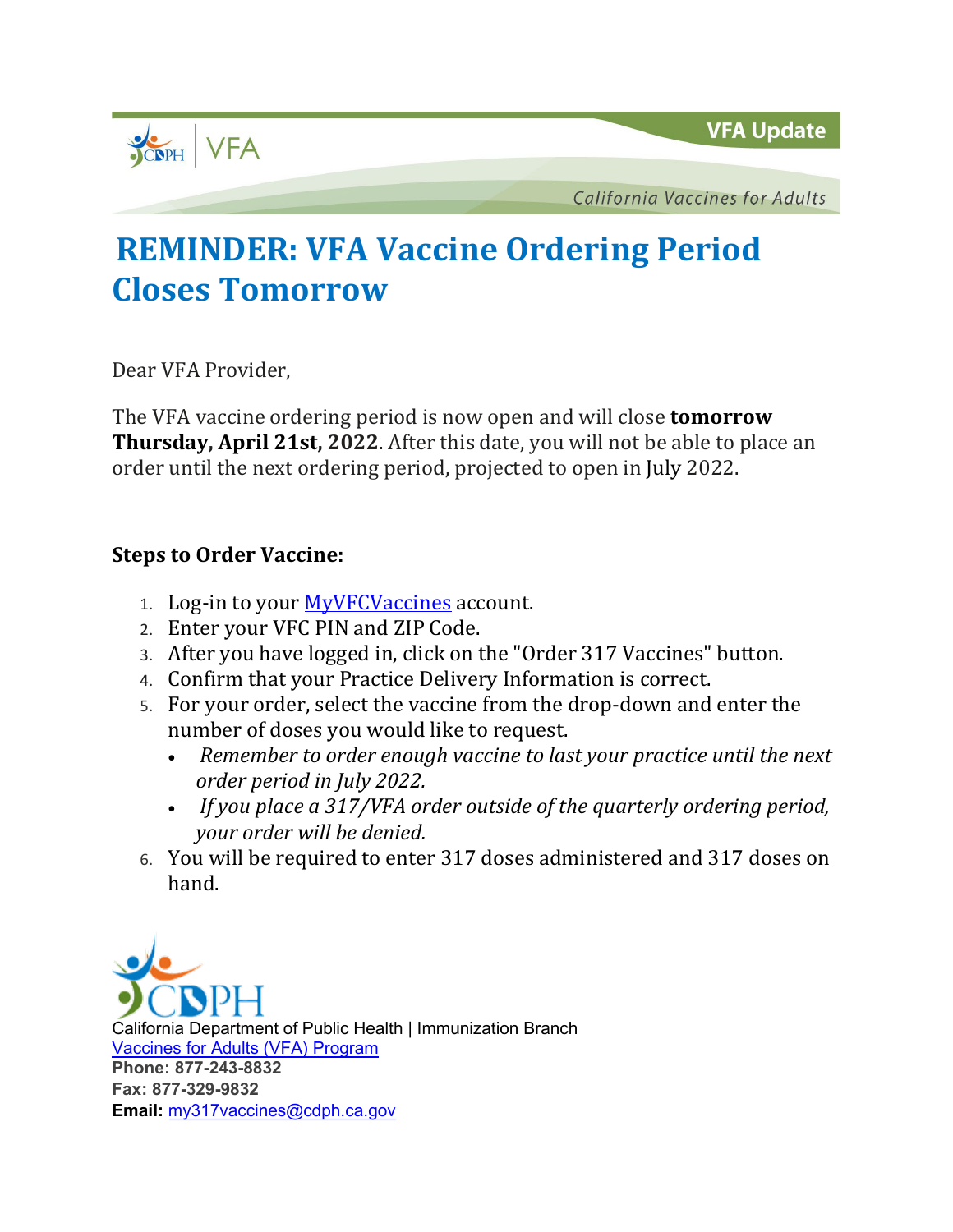VFA Update

California Vaccines for Adults

# REMINDER: VFA Vaccine Ordering Period Closes Tomorrow

Dear VFA Provider,

The VFA vaccine ordering period is now open and will close **tomorrow Thursday, April 21st, 2022**. After this date, you will not be able to place an order until the next ordering period, projected to open in July 2022.

**Steps to Order Vaccine:**

1. Log-in to your [MyVFCVaccines]() account.
2. Enter your VFC PIN and ZIP Code.
3. After you have logged in, click on the "Order 317 Vaccines" button.
4. Confirm that your Practice Delivery Information is correct.
5. For your order, select the vaccine from the drop-down and enter the number of doses you would like to request.
   - *Remember to order enough vaccine to last your practice until the next order period in July 2022.*
   - *If you place a 317/VFA order outside of the quarterly ordering period, your order will be denied.*
6. You will be required to enter 317 doses administered and 317 doses on hand.

CDPH

California Department of Public Health | Immunization Branch
[Vaccines for Adults (VFA) Program]()
**Phone: 877-243-8832**
**Fax: 877-329-9832**
**Email:** my317vaccines@cdph.ca.gov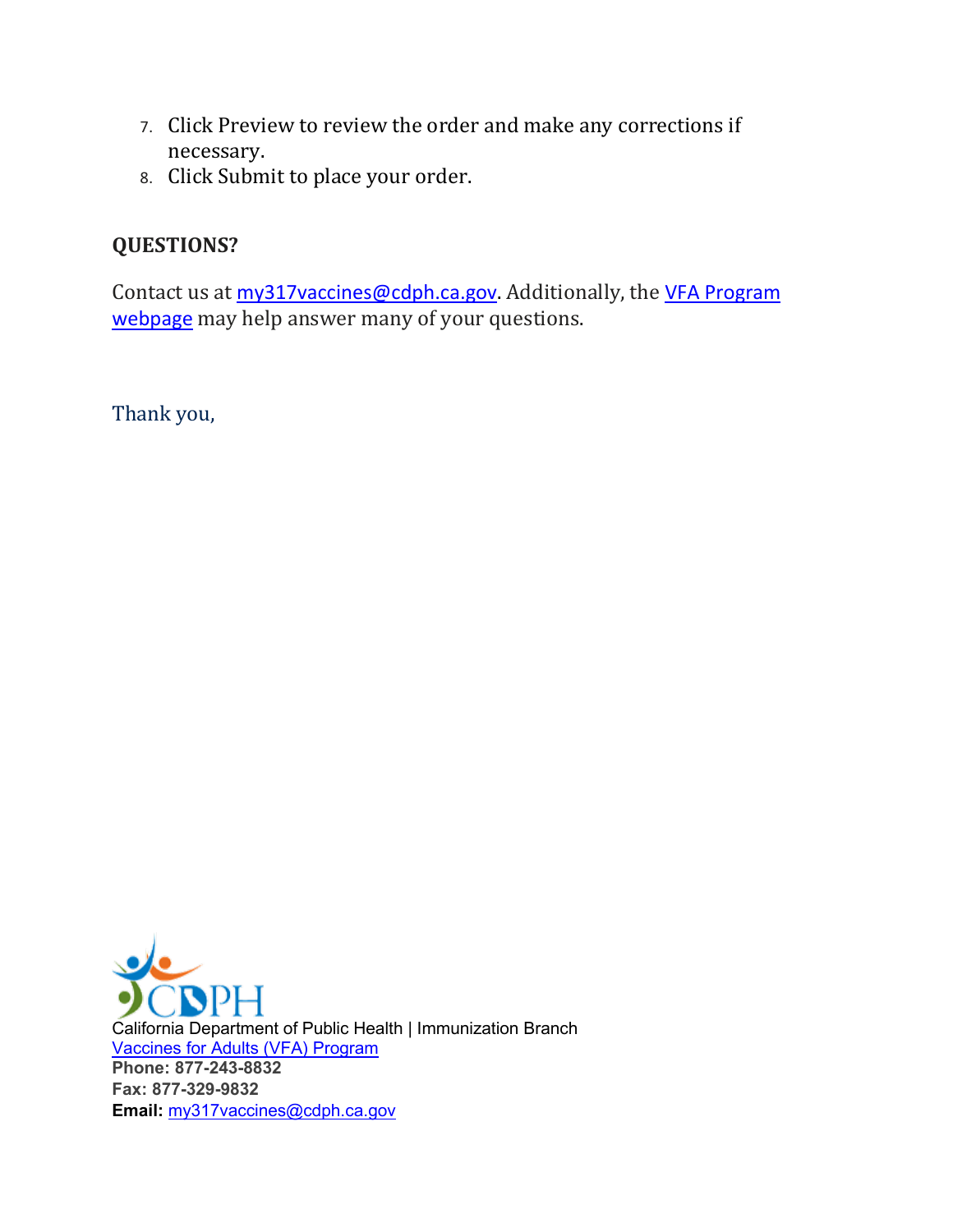7. Click Preview to review the order and make any corrections if necessary.
8. Click Submit to place your order.

**QUESTIONS?**

Contact us at my317vaccines@cdph.ca.gov. Additionally, the VFA Program webpage may help answer many of your questions.

Thank you,

CDPH

California Department of Public Health | Immunization Branch
Vaccines for Adults (VFA) Program
**Phone:** **877-243-8832**
**Fax:** **877-329-9832**
**Email:** my317vaccines@cdph.ca.gov